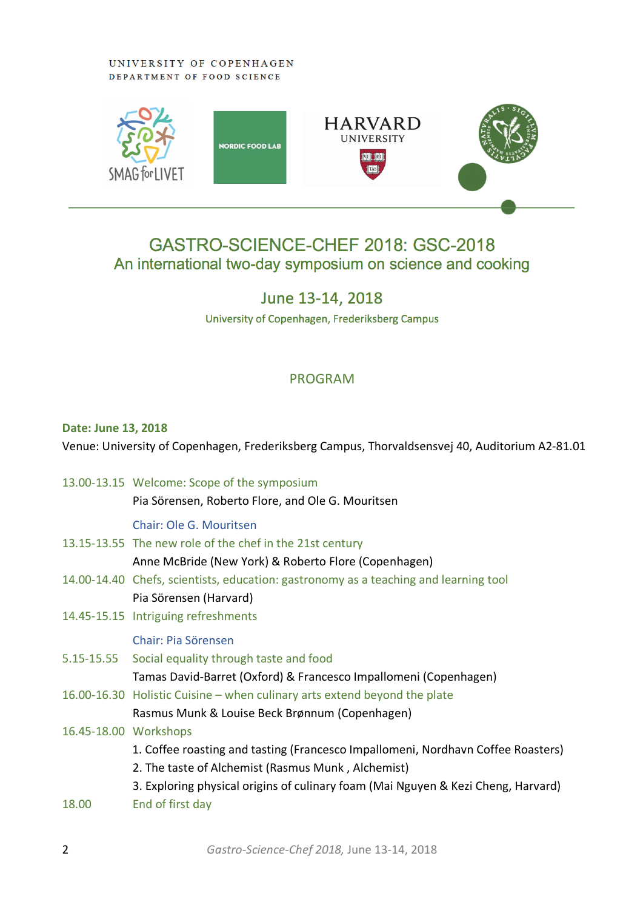UNIVERSITY OF COPENHAGEN
DEPARTMENT OF FOOD SCIENCE

SMAG for LIVET

NORDIC FOOD LAB

HARVARD UNIVERSITY

# GASTRO-SCIENCE-CHEF 2018: GSC-2018

## An international two-day symposium on science and cooking

### June 13-14, 2018

University of Copenhagen, Frederiksberg Campus

## PROGRAM

**Date: June 13, 2018**

Venue: University of Copenhagen, Frederiksberg Campus, Thorvaldsensvej 40, Auditorium A2-81.01

13.00-13.15 Welcome: Scope of the symposium
Pia Sörensen, Roberto Flore, and Ole G. Mouritsen

Chair: Ole G. Mouritsen

13.15-13.55 The new role of the chef in the 21st century
Anne McBride (New York) & Roberto Flore (Copenhagen)

14.00-14.40 Chefs, scientists, education: gastronomy as a teaching and learning tool
Pia Sörensen (Harvard)

14.45-15.15 Intriguing refreshments

Chair: Pia Sörensen

5.15-15.55 Social equality through taste and food
Tamas David-Barret (Oxford) & Francesco Impallomeni (Copenhagen)

16.00-16.30 Holistic Cuisine – when culinary arts extend beyond the plate
Rasmus Munk & Louise Beck Brønnum (Copenhagen)

16.45-18.00 Workshops

1. Coffee roasting and tasting (Francesco Impallomeni, Nordhavn Coffee Roasters)
2. The taste of Alchemist (Rasmus Munk , Alchemist)
3. Exploring physical origins of culinary foam (Mai Nguyen & Kezi Cheng, Harvard)

18.00 End of first day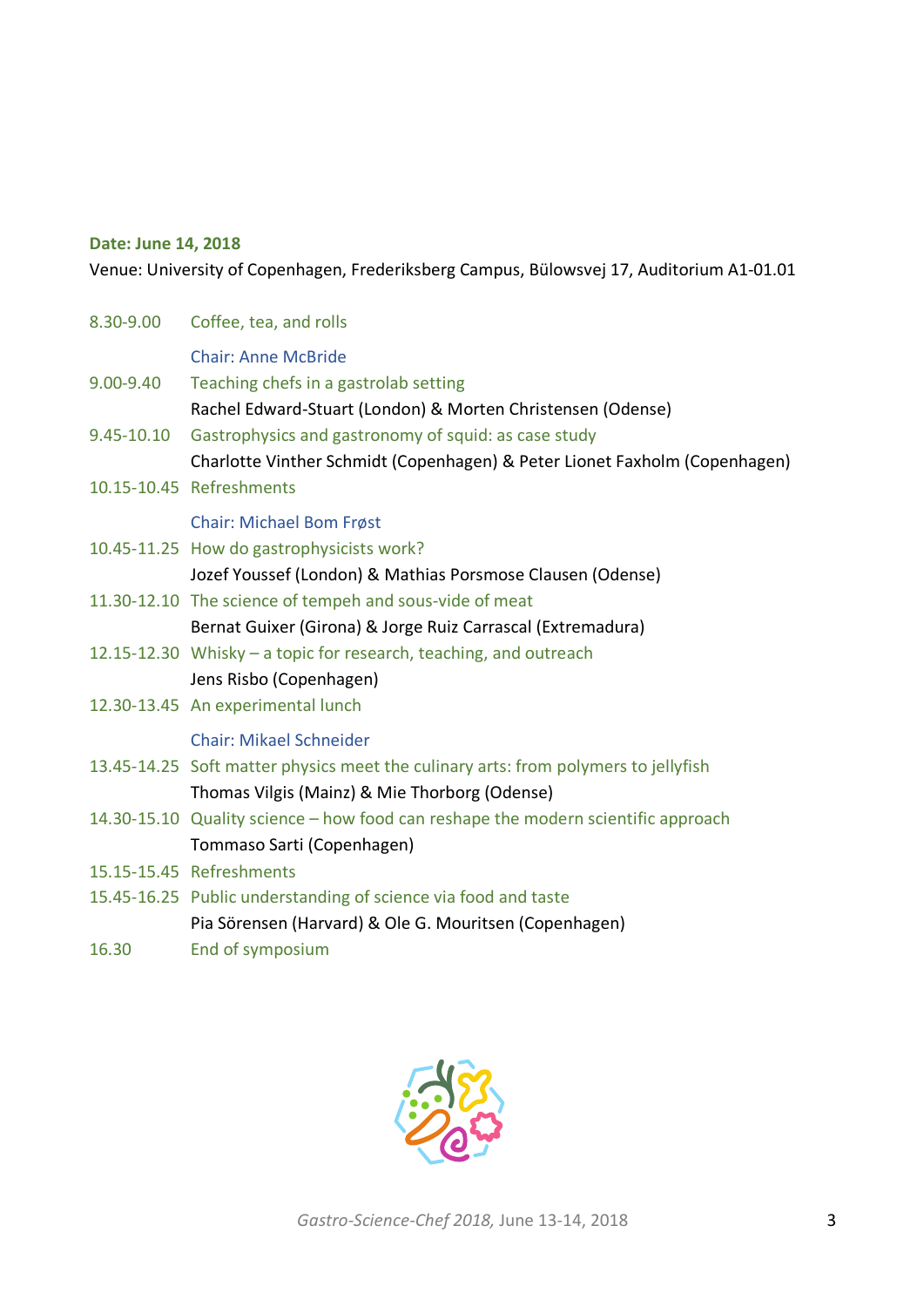**Date: June 14, 2018**

Venue: University of Copenhagen, Frederiksberg Campus, Bülowsvej 17, Auditorium A1-01.01

8.30-9.00 Coffee, tea, and rolls

Chair: Anne McBride

9.00-9.40 Teaching chefs in a gastrolab setting
Rachel Edward-Stuart (London) & Morten Christensen (Odense)

9.45-10.10 Gastrophysics and gastronomy of squid: as case study
Charlotte Vinther Schmidt (Copenhagen) & Peter Lionet Faxholm (Copenhagen)

10.15-10.45 Refreshments

Chair: Michael Bom Frøst

10.45-11.25 How do gastrophysicists work?
Jozef Youssef (London) & Mathias Porsmose Clausen (Odense)

11.30-12.10 The science of tempeh and sous-vide of meat
Bernat Guixer (Girona) & Jorge Ruiz Carrascal (Extremadura)

12.15-12.30 Whisky – a topic for research, teaching, and outreach
Jens Risbo (Copenhagen)

12.30-13.45 An experimental lunch

Chair: Mikael Schneider

13.45-14.25 Soft matter physics meet the culinary arts: from polymers to jellyfish
Thomas Vilgis (Mainz) & Mie Thorborg (Odense)

14.30-15.10 Quality science – how food can reshape the modern scientific approach
Tommaso Sarti (Copenhagen)

15.15-15.45 Refreshments

15.45-16.25 Public understanding of science via food and taste
Pia Sörensen (Harvard) & Ole G. Mouritsen (Copenhagen)

16.30 End of symposium